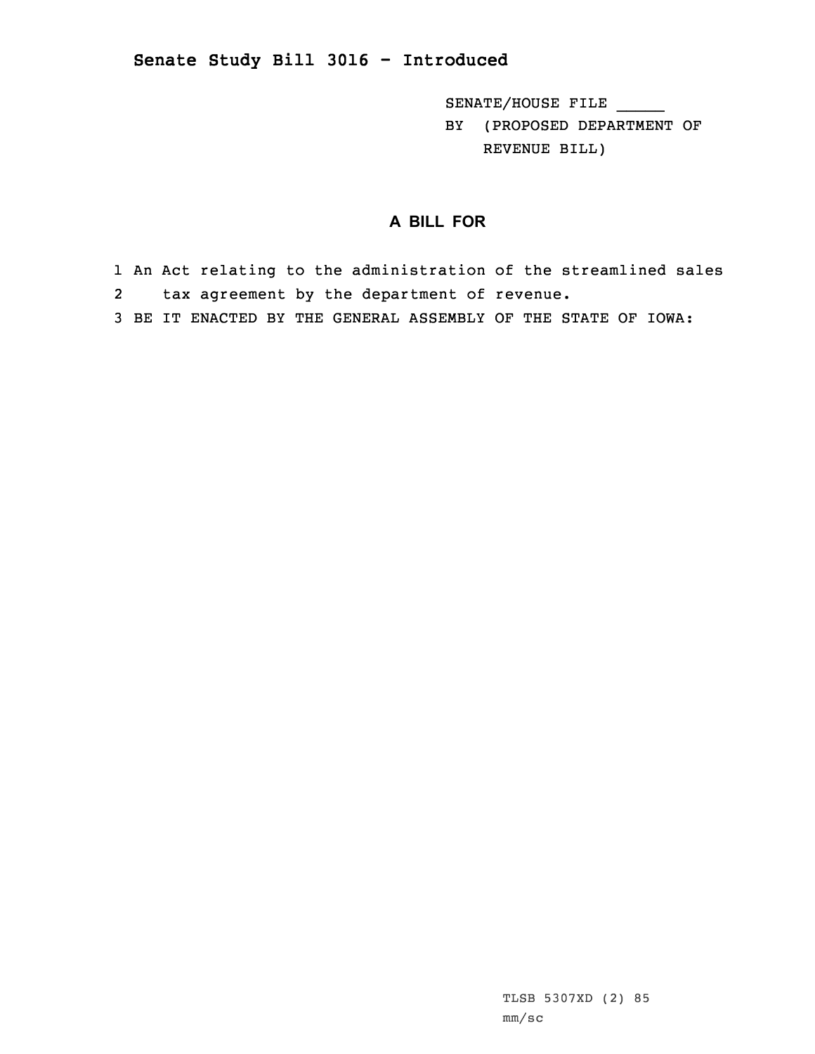## Senate Study Bill 3016 - Introduced

SENATE/HOUSE FILE _____

BY (PROPOSED DEPARTMENT OF REVENUE BILL)

### A BILL FOR

1 An Act relating to the administration of the streamlined sales
2 tax agreement by the department of revenue.
3 BE IT ENACTED BY THE GENERAL ASSEMBLY OF THE STATE OF IOWA:

TLSB 5307XD (2) 85
mm/sc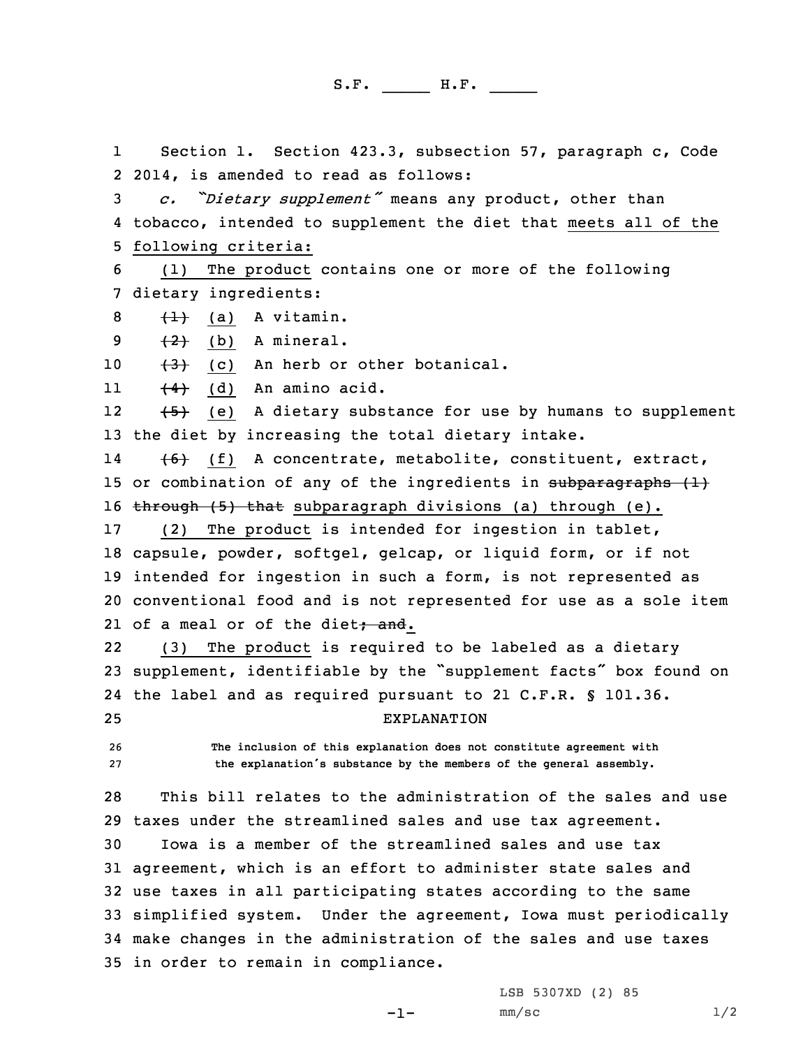S.F. _____ H.F. _____

Section 1. Section 423.3, subsection 57, paragraph c, Code 2014, is amended to read as follows:

*c. "Dietary supplement"* means any product, other than tobacco, intended to supplement the diet that meets all of the following criteria:

(1) The product contains one or more of the following dietary ingredients:

~~(1)~~ (a) A vitamin.

~~(2)~~ (b) A mineral.

~~(3)~~ (c) An herb or other botanical.

~~(4)~~ (d) An amino acid.

~~(5)~~ (e) A dietary substance for use by humans to supplement the diet by increasing the total dietary intake.

~~(6)~~ (f) A concentrate, metabolite, constituent, extract, or combination of any of the ingredients in ~~subparagraphs (1) through (5) that~~ subparagraph divisions (a) through (e).

(2) The product is intended for ingestion in tablet, capsule, powder, softgel, gelcap, or liquid form, or if not intended for ingestion in such a form, is not represented as conventional food and is not represented for use as a sole item of a meal or of the diet~~; and~~.

(3) The product is required to be labeled as a dietary supplement, identifiable by the "supplement facts" box found on the label and as required pursuant to 21 C.F.R. § 101.36.

EXPLANATION

The inclusion of this explanation does not constitute agreement with the explanation's substance by the members of the general assembly.

This bill relates to the administration of the sales and use taxes under the streamlined sales and use tax agreement.

Iowa is a member of the streamlined sales and use tax agreement, which is an effort to administer state sales and use taxes in all participating states according to the same simplified system. Under the agreement, Iowa must periodically make changes in the administration of the sales and use taxes in order to remain in compliance.

LSB 5307XD (2) 85
mm/sc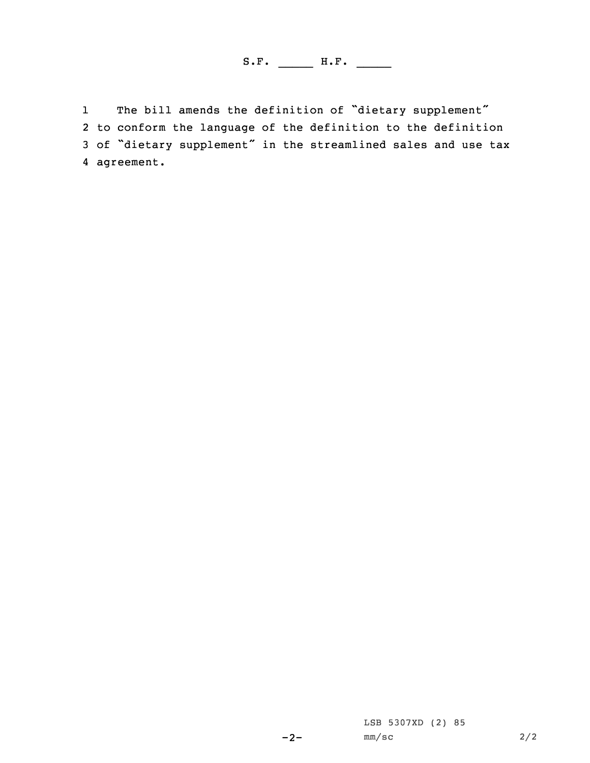The bill amends the definition of "dietary supplement" to conform the language of the definition to the definition of "dietary supplement" in the streamlined sales and use tax agreement.